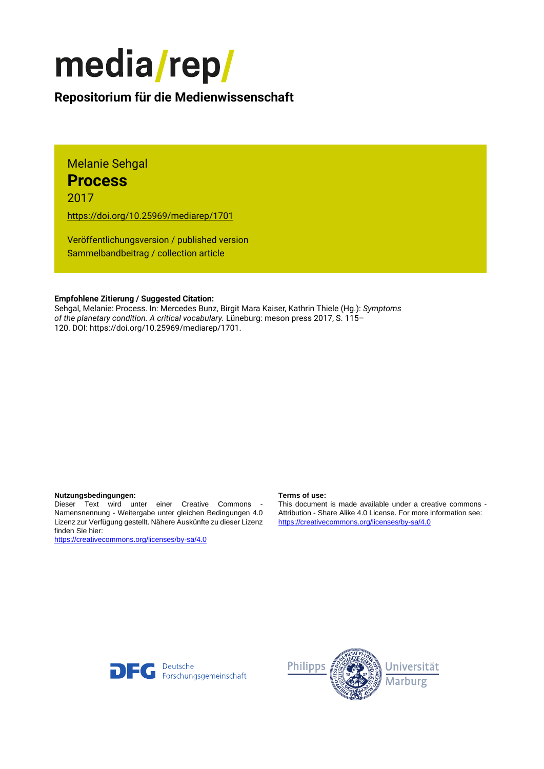# media/rep/

**Repositorium für die Medienwissenschaft**

Melanie Sehgal

## Process

2017

https://doi.org/10.25969/mediarep/1701

Veröffentlichungsversion / published version
Sammelbandbeitrag / collection article

**Empfohlene Zitierung / Suggested Citation:**
Sehgal, Melanie: Process. In: Mercedes Bunz, Birgit Mara Kaiser, Kathrin Thiele (Hg.): *Symptoms of the planetary condition. A critical vocabulary.* Lüneburg: meson press 2017, S. 115–120. DOI: https://doi.org/10.25969/mediarep/1701.

**Nutzungsbedingungen:**
Dieser Text wird unter einer Creative Commons - Namensnennung - Weitergabe unter gleichen Bedingungen 4.0 Lizenz zur Verfügung gestellt. Nähere Auskünfte zu dieser Lizenz finden Sie hier:
https://creativecommons.org/licenses/by-sa/4.0

**Terms of use:**
This document is made available under a creative commons - Attribution - Share Alike 4.0 License. For more information see:
https://creativecommons.org/licenses/by-sa/4.0

Deutsche Forschungsgemeinschaft

Philipps Universität Marburg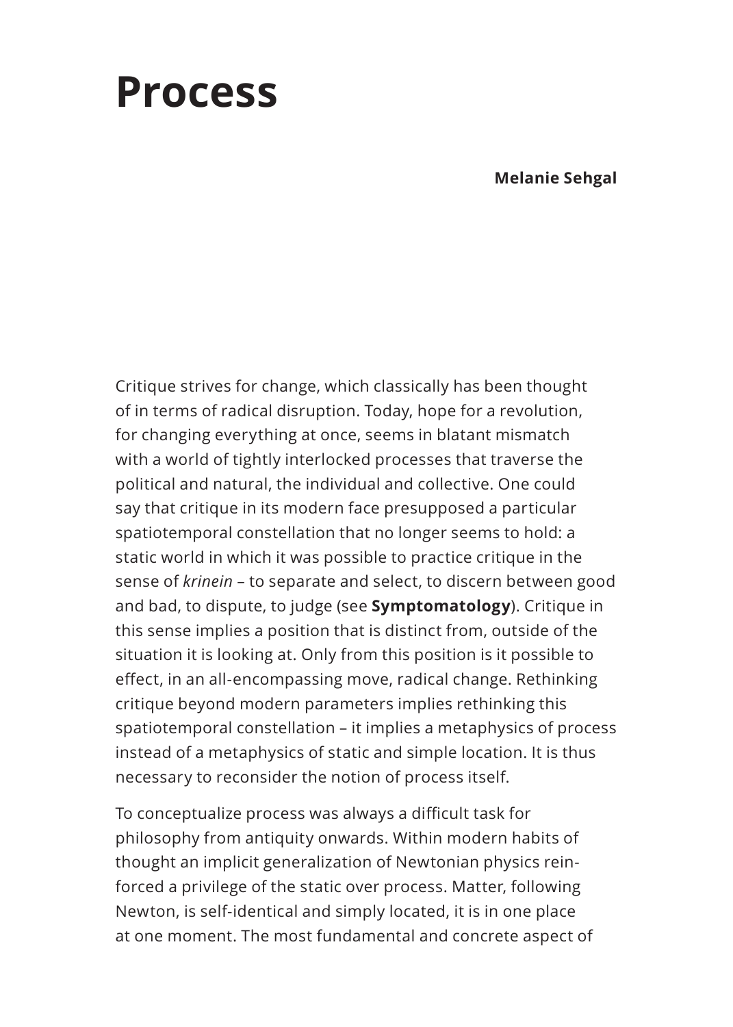# Process

**Melanie Sehgal**

Critique strives for change, which classically has been thought of in terms of radical disruption. Today, hope for a revolution, for changing everything at once, seems in blatant mismatch with a world of tightly interlocked processes that traverse the political and natural, the individual and collective. One could say that critique in its modern face presupposed a particular spatiotemporal constellation that no longer seems to hold: a static world in which it was possible to practice critique in the sense of *krinein* – to separate and select, to discern between good and bad, to dispute, to judge (see **Symptomatology**). Critique in this sense implies a position that is distinct from, outside of the situation it is looking at. Only from this position is it possible to effect, in an all-encompassing move, radical change. Rethinking critique beyond modern parameters implies rethinking this spatiotemporal constellation – it implies a metaphysics of process instead of a metaphysics of static and simple location. It is thus necessary to reconsider the notion of process itself.

To conceptualize process was always a difficult task for philosophy from antiquity onwards. Within modern habits of thought an implicit generalization of Newtonian physics reinforced a privilege of the static over process. Matter, following Newton, is self-identical and simply located, it is in one place at one moment. The most fundamental and concrete aspect of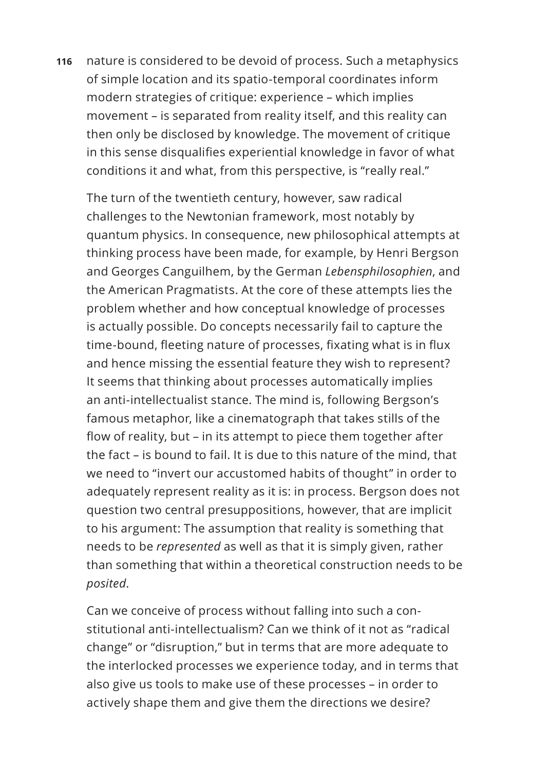nature is considered to be devoid of process. Such a metaphysics of simple location and its spatio-temporal coordinates inform modern strategies of critique: experience – which implies movement – is separated from reality itself, and this reality can then only be disclosed by knowledge. The movement of critique in this sense disqualifies experiential knowledge in favor of what conditions it and what, from this perspective, is "really real."

The turn of the twentieth century, however, saw radical challenges to the Newtonian framework, most notably by quantum physics. In consequence, new philosophical attempts at thinking process have been made, for example, by Henri Bergson and Georges Canguilhem, by the German *Lebensphilosophien*, and the American Pragmatists. At the core of these attempts lies the problem whether and how conceptual knowledge of processes is actually possible. Do concepts necessarily fail to capture the time-bound, fleeting nature of processes, fixating what is in flux and hence missing the essential feature they wish to represent? It seems that thinking about processes automatically implies an anti-intellectualist stance. The mind is, following Bergson's famous metaphor, like a cinematograph that takes stills of the flow of reality, but – in its attempt to piece them together after the fact – is bound to fail. It is due to this nature of the mind, that we need to "invert our accustomed habits of thought" in order to adequately represent reality as it is: in process. Bergson does not question two central presuppositions, however, that are implicit to his argument: The assumption that reality is something that needs to be *represented* as well as that it is simply given, rather than something that within a theoretical construction needs to be *posited*.

Can we conceive of process without falling into such a constitutional anti-intellectualism? Can we think of it not as "radical change" or "disruption," but in terms that are more adequate to the interlocked processes we experience today, and in terms that also give us tools to make use of these processes – in order to actively shape them and give them the directions we desire?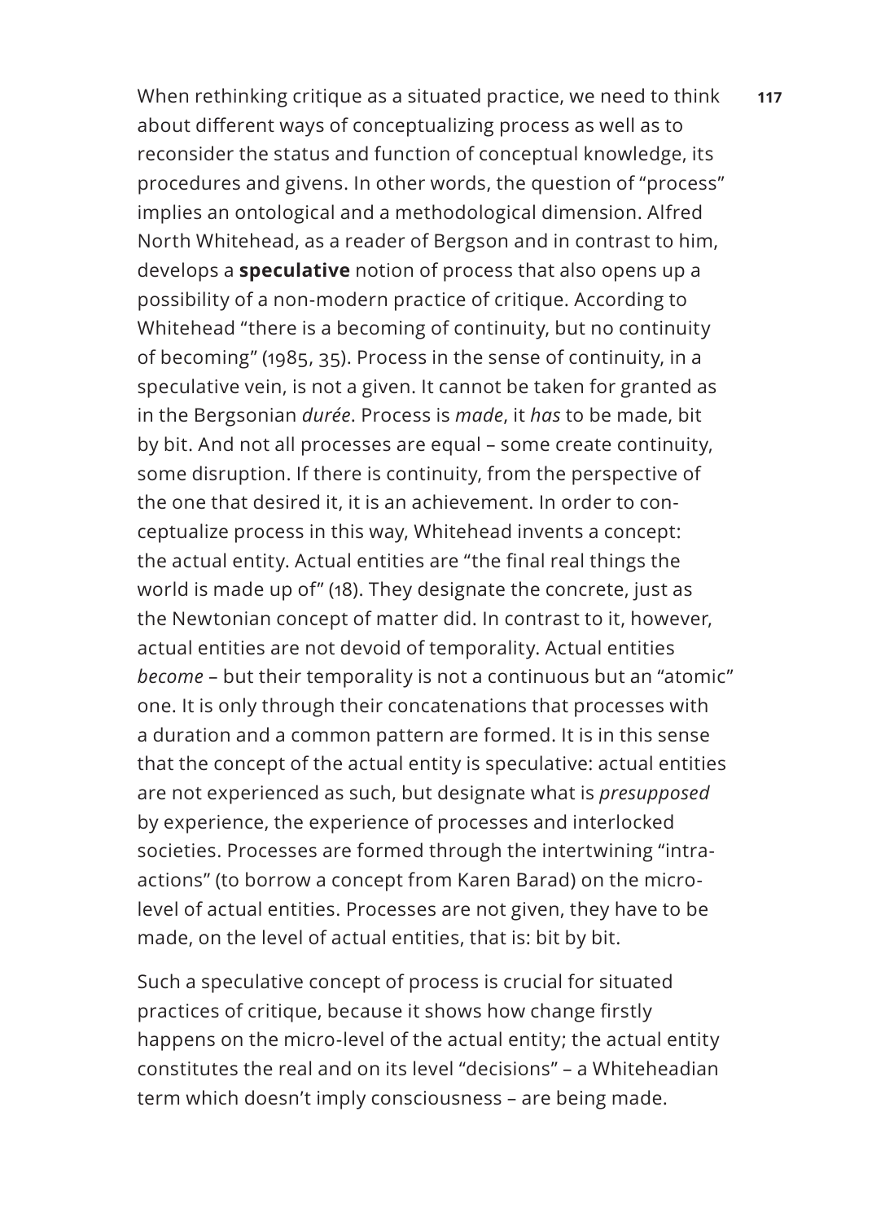When rethinking critique as a situated practice, we need to think about different ways of conceptualizing process as well as to reconsider the status and function of conceptual knowledge, its procedures and givens. In other words, the question of "process" implies an ontological and a methodological dimension. Alfred North Whitehead, as a reader of Bergson and in contrast to him, develops a **speculative** notion of process that also opens up a possibility of a non-modern practice of critique. According to Whitehead "there is a becoming of continuity, but no continuity of becoming" (1985, 35). Process in the sense of continuity, in a speculative vein, is not a given. It cannot be taken for granted as in the Bergsonian *durée*. Process is *made*, it *has* to be made, bit by bit. And not all processes are equal – some create continuity, some disruption. If there is continuity, from the perspective of the one that desired it, it is an achievement. In order to conceptualize process in this way, Whitehead invents a concept: the actual entity. Actual entities are "the final real things the world is made up of" (18). They designate the concrete, just as the Newtonian concept of matter did. In contrast to it, however, actual entities are not devoid of temporality. Actual entities *become* – but their temporality is not a continuous but an "atomic" one. It is only through their concatenations that processes with a duration and a common pattern are formed. It is in this sense that the concept of the actual entity is speculative: actual entities are not experienced as such, but designate what is *presupposed* by experience, the experience of processes and interlocked societies. Processes are formed through the intertwining "intra-actions" (to borrow a concept from Karen Barad) on the micro-level of actual entities. Processes are not given, they have to be made, on the level of actual entities, that is: bit by bit.

Such a speculative concept of process is crucial for situated practices of critique, because it shows how change firstly happens on the micro-level of the actual entity; the actual entity constitutes the real and on its level "decisions" – a Whiteheadian term which doesn't imply consciousness – are being made.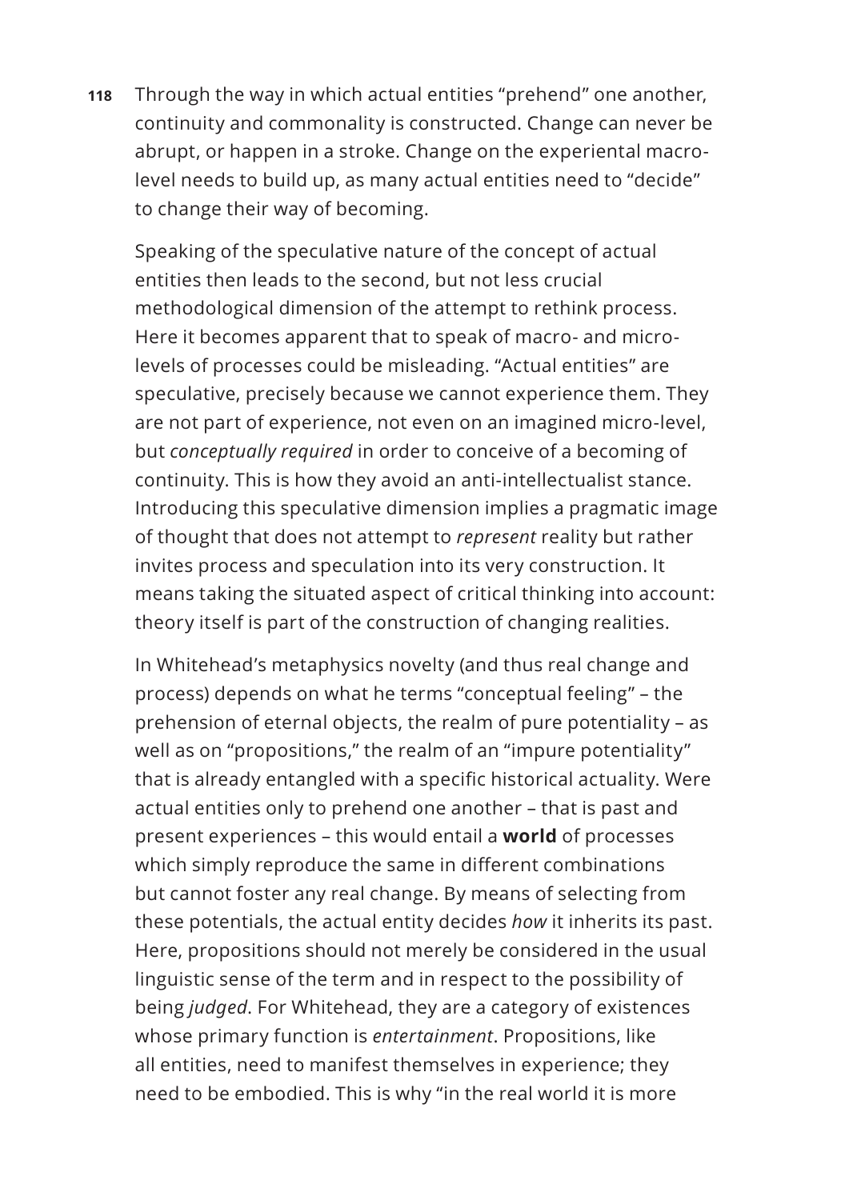Through the way in which actual entities "prehend" one another, continuity and commonality is constructed. Change can never be abrupt, or happen in a stroke. Change on the experiental macro-level needs to build up, as many actual entities need to "decide" to change their way of becoming.

Speaking of the speculative nature of the concept of actual entities then leads to the second, but not less crucial methodological dimension of the attempt to rethink process. Here it becomes apparent that to speak of macro- and micro-levels of processes could be misleading. "Actual entities" are speculative, precisely because we cannot experience them. They are not part of experience, not even on an imagined micro-level, but *conceptually required* in order to conceive of a becoming of continuity. This is how they avoid an anti-intellectualist stance. Introducing this speculative dimension implies a pragmatic image of thought that does not attempt to *represent* reality but rather invites process and speculation into its very construction. It means taking the situated aspect of critical thinking into account: theory itself is part of the construction of changing realities.

In Whitehead's metaphysics novelty (and thus real change and process) depends on what he terms "conceptual feeling" – the prehension of eternal objects, the realm of pure potentiality – as well as on "propositions," the realm of an "impure potentiality" that is already entangled with a specific historical actuality. Were actual entities only to prehend one another – that is past and present experiences – this would entail a **world** of processes which simply reproduce the same in different combinations but cannot foster any real change. By means of selecting from these potentials, the actual entity decides *how* it inherits its past. Here, propositions should not merely be considered in the usual linguistic sense of the term and in respect to the possibility of being *judged*. For Whitehead, they are a category of existences whose primary function is *entertainment*. Propositions, like all entities, need to manifest themselves in experience; they need to be embodied. This is why "in the real world it is more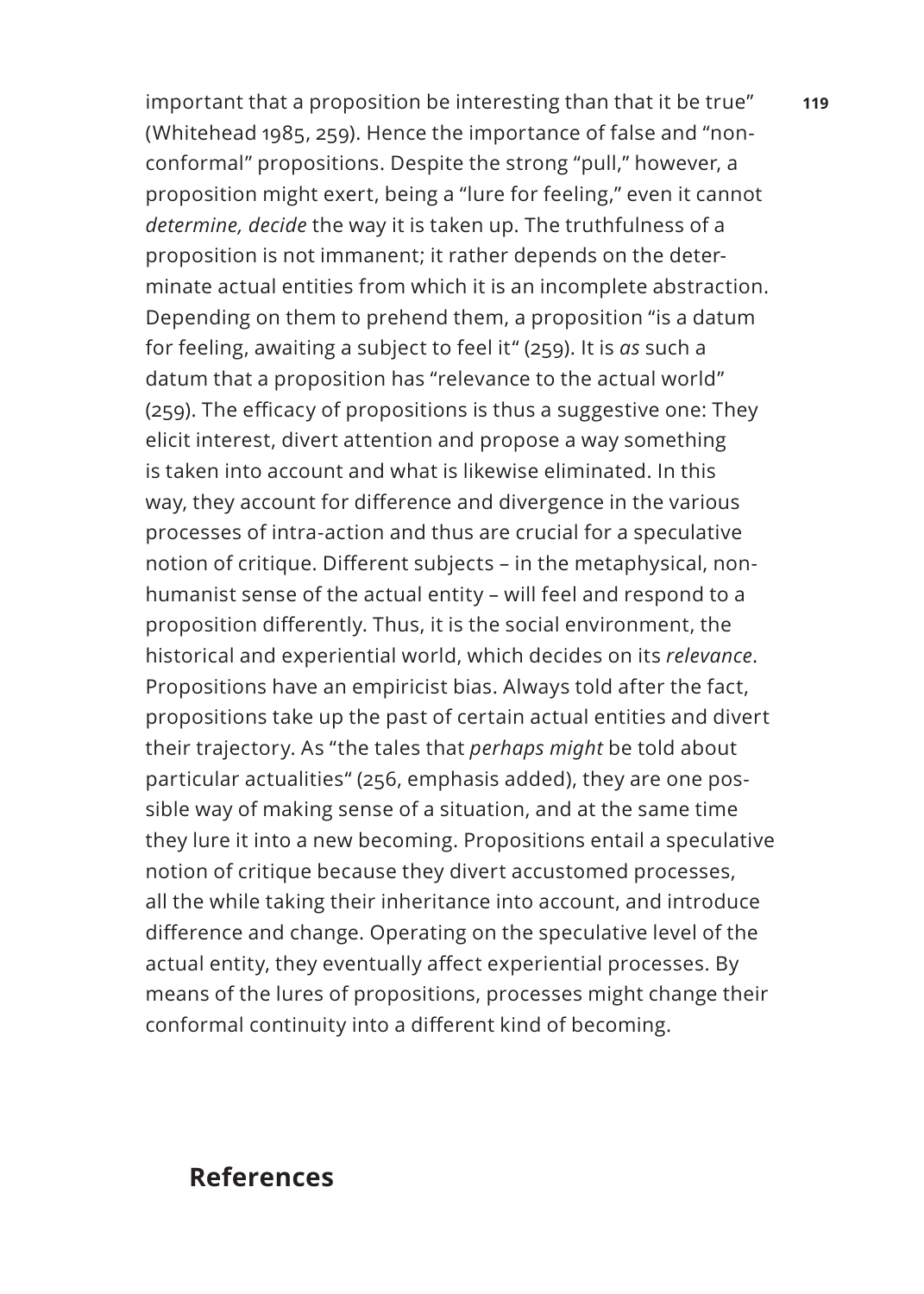important that a proposition be interesting than that it be true" (Whitehead 1985, 259). Hence the importance of false and "non-conformal" propositions. Despite the strong "pull," however, a proposition might exert, being a "lure for feeling," even it cannot *determine, decide* the way it is taken up. The truthfulness of a proposition is not immanent; it rather depends on the determinate actual entities from which it is an incomplete abstraction. Depending on them to prehend them, a proposition "is a datum for feeling, awaiting a subject to feel it" (259). It is *as* such a datum that a proposition has "relevance to the actual world" (259). The efficacy of propositions is thus a suggestive one: They elicit interest, divert attention and propose a way something is taken into account and what is likewise eliminated. In this way, they account for difference and divergence in the various processes of intra-action and thus are crucial for a speculative notion of critique. Different subjects – in the metaphysical, non-humanist sense of the actual entity – will feel and respond to a proposition differently. Thus, it is the social environment, the historical and experiential world, which decides on its *relevance*. Propositions have an empiricist bias. Always told after the fact, propositions take up the past of certain actual entities and divert their trajectory. As "the tales that *perhaps might* be told about particular actualities" (256, emphasis added), they are one possible way of making sense of a situation, and at the same time they lure it into a new becoming. Propositions entail a speculative notion of critique because they divert accustomed processes, all the while taking their inheritance into account, and introduce difference and change. Operating on the speculative level of the actual entity, they eventually affect experiential processes. By means of the lures of propositions, processes might change their conformal continuity into a different kind of becoming.

## References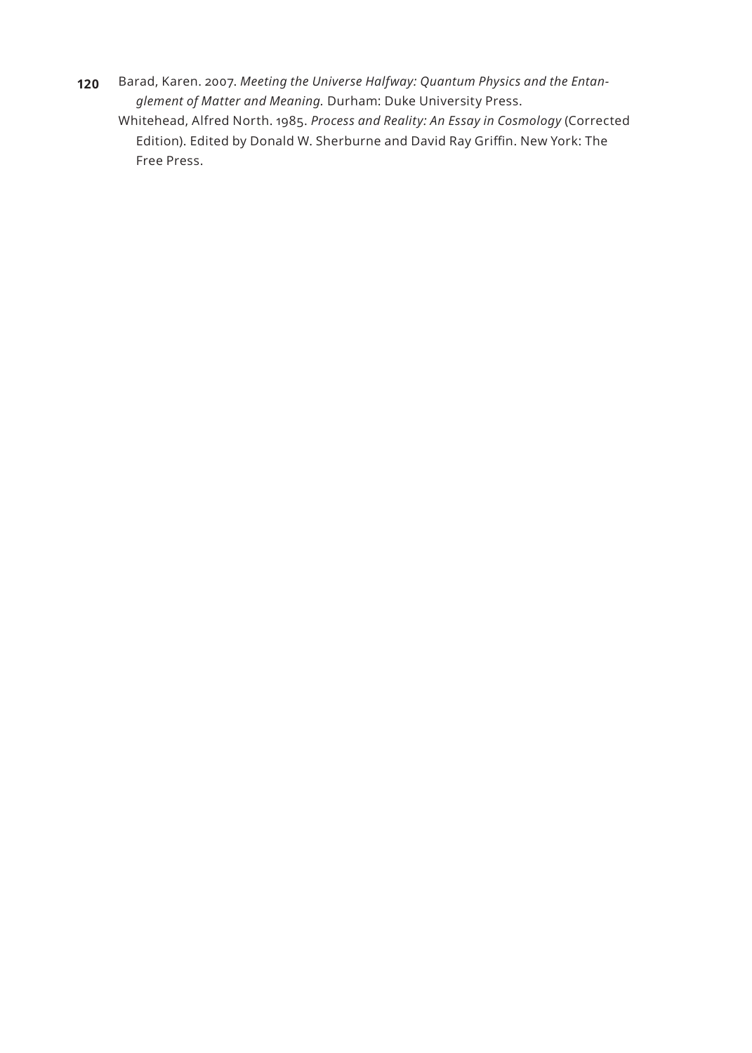Barad, Karen. 2007. *Meeting the Universe Halfway: Quantum Physics and the Entanglement of Matter and Meaning.* Durham: Duke University Press.

Whitehead, Alfred North. 1985. *Process and Reality: An Essay in Cosmology* (Corrected Edition). Edited by Donald W. Sherburne and David Ray Griffin. New York: The Free Press.